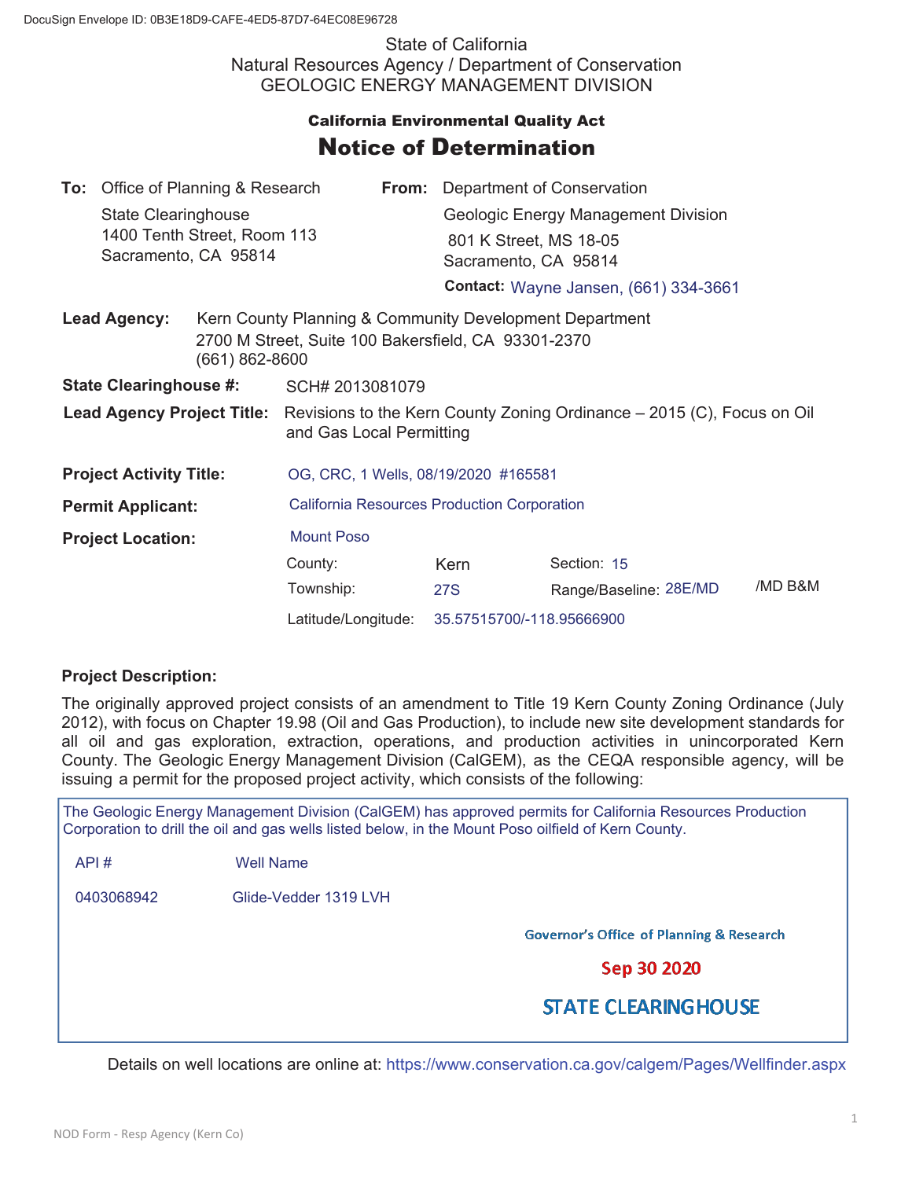DocuSign Envelope ID: 0B3E18D9-CAFE-4ED5-87D7-64EC08E96728

State of California
Natural Resources Agency / Department of Conservation
GEOLOGIC ENERGY MANAGEMENT DIVISION

**California Environmental Quality Act**

# Notice of Determination

**To:** Office of Planning & Research
State Clearinghouse
1400 Tenth Street, Room 113
Sacramento, CA 95814

**From:** Department of Conservation
Geologic Energy Management Division
801 K Street, MS 18-05
Sacramento, CA 95814
**Contact:** Wayne Jansen, (661) 334-3661

**Lead Agency:** Kern County Planning & Community Development Department
2700 M Street, Suite 100 Bakersfield, CA 93301-2370
(661) 862-8600

**State Clearinghouse #:** SCH# 2013081079

**Lead Agency Project Title:** Revisions to the Kern County Zoning Ordinance – 2015 (C), Focus on Oil and Gas Local Permitting

**Project Activity Title:** OG, CRC, 1 Wells, 08/19/2020 #165581

**Permit Applicant:** California Resources Production Corporation

**Project Location:** Mount Poso

County: Kern | Section: 15
Township: 27S | Range/Baseline: 28E/MD /MD B&M
Latitude/Longitude: 35.57515700/-118.95666900

**Project Description:**

The originally approved project consists of an amendment to Title 19 Kern County Zoning Ordinance (July 2012), with focus on Chapter 19.98 (Oil and Gas Production), to include new site development standards for all oil and gas exploration, extraction, operations, and production activities in unincorporated Kern County. The Geologic Energy Management Division (CalGEM), as the CEQA responsible agency, will be issuing a permit for the proposed project activity, which consists of the following:

The Geologic Energy Management Division (CalGEM) has approved permits for California Resources Production Corporation to drill the oil and gas wells listed below, in the Mount Poso oilfield of Kern County.

| API # | Well Name |
|---|---|
| 0403068942 | Glide-Vedder 1319 LVH |

Governor's Office of Planning & Research
Sep 30 2020
STATE CLEARINGHOUSE

Details on well locations are online at: https://www.conservation.ca.gov/calgem/Pages/Wellfinder.aspx

NOD Form - Resp Agency (Kern Co)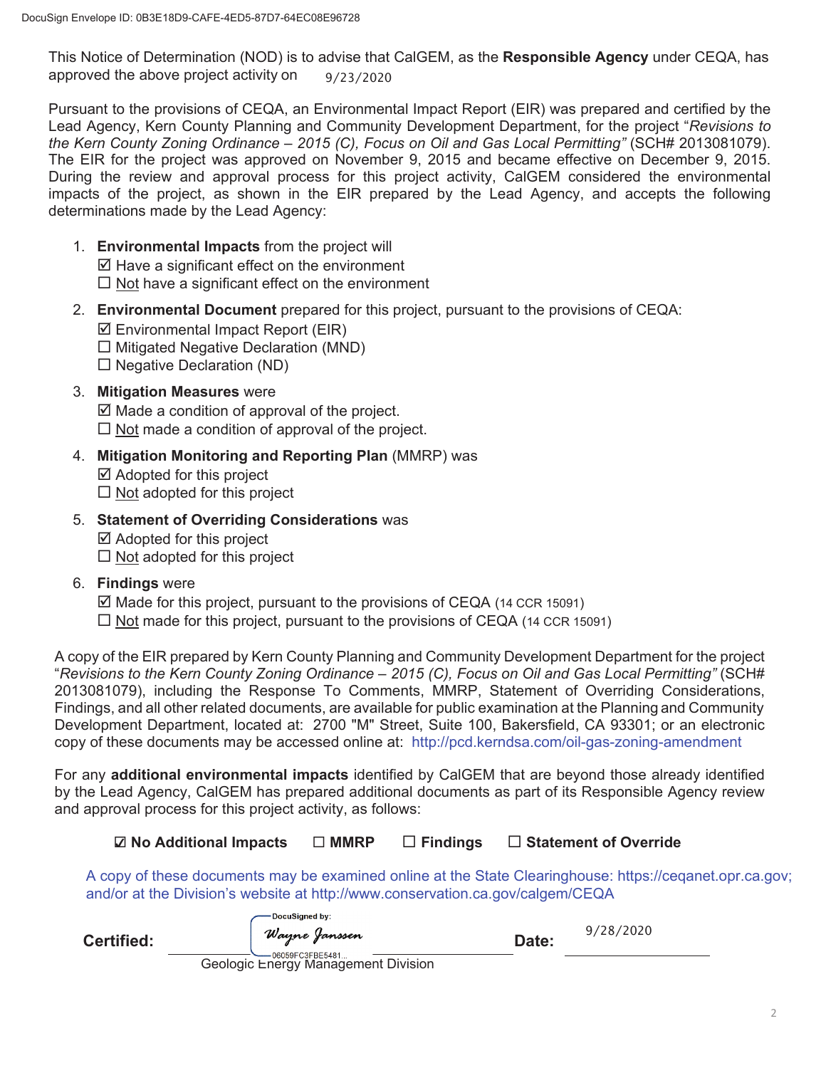This Notice of Determination (NOD) is to advise that CalGEM, as the **Responsible Agency** under CEQA, has approved the above project activity on 9/23/2020

Pursuant to the provisions of CEQA, an Environmental Impact Report (EIR) was prepared and certified by the Lead Agency, Kern County Planning and Community Development Department, for the project "*Revisions to the Kern County Zoning Ordinance – 2015 (C), Focus on Oil and Gas Local Permitting"* (SCH# 2013081079). The EIR for the project was approved on November 9, 2015 and became effective on December 9, 2015. During the review and approval process for this project activity, CalGEM considered the environmental impacts of the project, as shown in the EIR prepared by the Lead Agency, and accepts the following determinations made by the Lead Agency:

1. **Environmental Impacts** from the project will
   - ☑ Have a significant effect on the environment
   - ☐ Not have a significant effect on the environment
2. **Environmental Document** prepared for this project, pursuant to the provisions of CEQA:
   - ☑ Environmental Impact Report (EIR)
   - ☐ Mitigated Negative Declaration (MND)
   - ☐ Negative Declaration (ND)
3. **Mitigation Measures** were
   - ☑ Made a condition of approval of the project.
   - ☐ Not made a condition of approval of the project.
4. **Mitigation Monitoring and Reporting Plan** (MMRP) was
   - ☑ Adopted for this project
   - ☐ Not adopted for this project
5. **Statement of Overriding Considerations** was
   - ☑ Adopted for this project
   - ☐ Not adopted for this project
6. **Findings** were
   - ☑ Made for this project, pursuant to the provisions of CEQA (14 CCR 15091)
   - ☐ Not made for this project, pursuant to the provisions of CEQA (14 CCR 15091)

A copy of the EIR prepared by Kern County Planning and Community Development Department for the project "*Revisions to the Kern County Zoning Ordinance – 2015 (C), Focus on Oil and Gas Local Permitting"* (SCH# 2013081079), including the Response To Comments, MMRP, Statement of Overriding Considerations, Findings, and all other related documents, are available for public examination at the Planning and Community Development Department, located at: 2700 "M" Street, Suite 100, Bakersfield, CA 93301; or an electronic copy of these documents may be accessed online at: http://pcd.kerndsa.com/oil-gas-zoning-amendment

For any **additional environmental impacts** identified by CalGEM that are beyond those already identified by the Lead Agency, CalGEM has prepared additional documents as part of its Responsible Agency review and approval process for this project activity, as follows:

☑ **No Additional Impacts** ☐ **MMRP** ☐ **Findings** ☐ **Statement of Override**

A copy of these documents may be examined online at the State Clearinghouse: https://ceqanet.opr.ca.gov; and/or at the Division's website at http://www.conservation.ca.gov/calgem/CEQA

**Certified:** DocuSigned by: Wayne Janssen 06059FC3FBE5481... **Date:** 9/28/2020

Geologic Energy Management Division